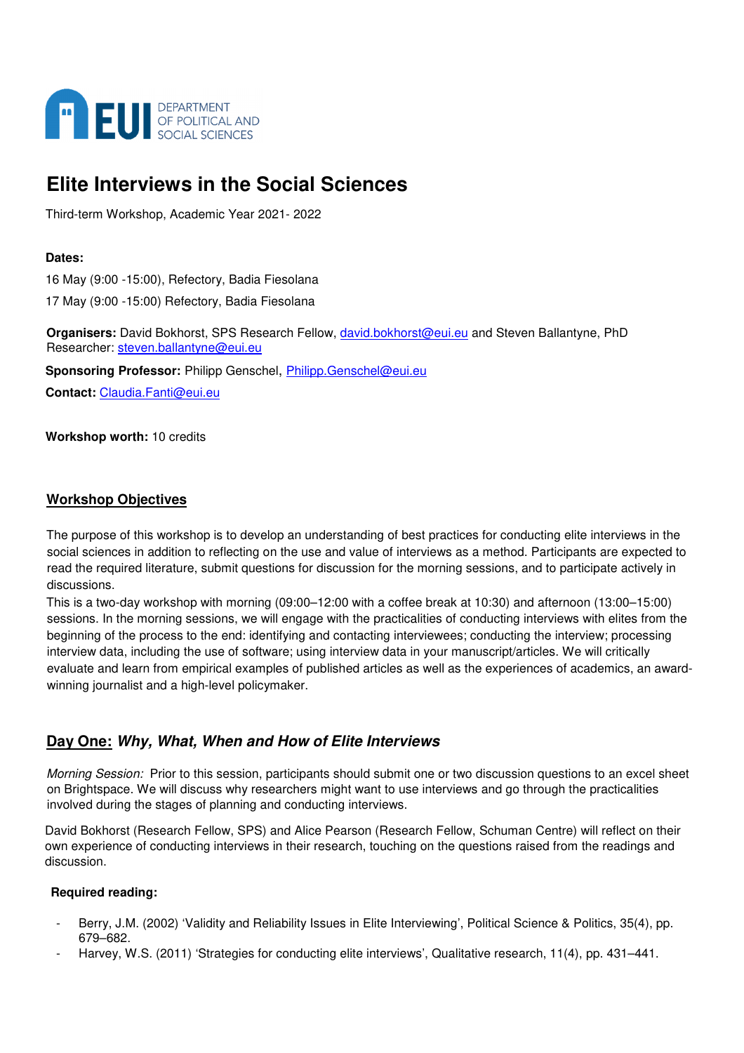EUI DEPARTMENT OF POLITICAL AND SOCIAL SCIENCES

# Elite Interviews in the Social Sciences

Third-term Workshop, Academic Year 2021- 2022

**Dates:**

16 May (9:00 -15:00), Refectory, Badia Fiesolana

17 May (9:00 -15:00) Refectory, Badia Fiesolana

**Organisers:** David Bokhorst, SPS Research Fellow, david.bokhorst@eui.eu and Steven Ballantyne, PhD Researcher: steven.ballantyne@eui.eu

**Sponsoring Professor:** Philipp Genschel, Philipp.Genschel@eui.eu

**Contact:** Claudia.Fanti@eui.eu

**Workshop worth:** 10 credits

## Workshop Objectives

The purpose of this workshop is to develop an understanding of best practices for conducting elite interviews in the social sciences in addition to reflecting on the use and value of interviews as a method. Participants are expected to read the required literature, submit questions for discussion for the morning sessions, and to participate actively in discussions.

This is a two-day workshop with morning (09:00–12:00 with a coffee break at 10:30) and afternoon (13:00–15:00) sessions. In the morning sessions, we will engage with the practicalities of conducting interviews with elites from the beginning of the process to the end: identifying and contacting interviewees; conducting the interview; processing interview data, including the use of software; using interview data in your manuscript/articles. We will critically evaluate and learn from empirical examples of published articles as well as the experiences of academics, an award-winning journalist and a high-level policymaker.

## Day One: *Why, What, When and How of Elite Interviews*

*Morning Session:* Prior to this session, participants should submit one or two discussion questions to an excel sheet on Brightspace. We will discuss why researchers might want to use interviews and go through the practicalities involved during the stages of planning and conducting interviews.

David Bokhorst (Research Fellow, SPS) and Alice Pearson (Research Fellow, Schuman Centre) will reflect on their own experience of conducting interviews in their research, touching on the questions raised from the readings and discussion.

**Required reading:**

- Berry, J.M. (2002) 'Validity and Reliability Issues in Elite Interviewing', Political Science & Politics, 35(4), pp. 679–682.
- Harvey, W.S. (2011) 'Strategies for conducting elite interviews', Qualitative research, 11(4), pp. 431–441.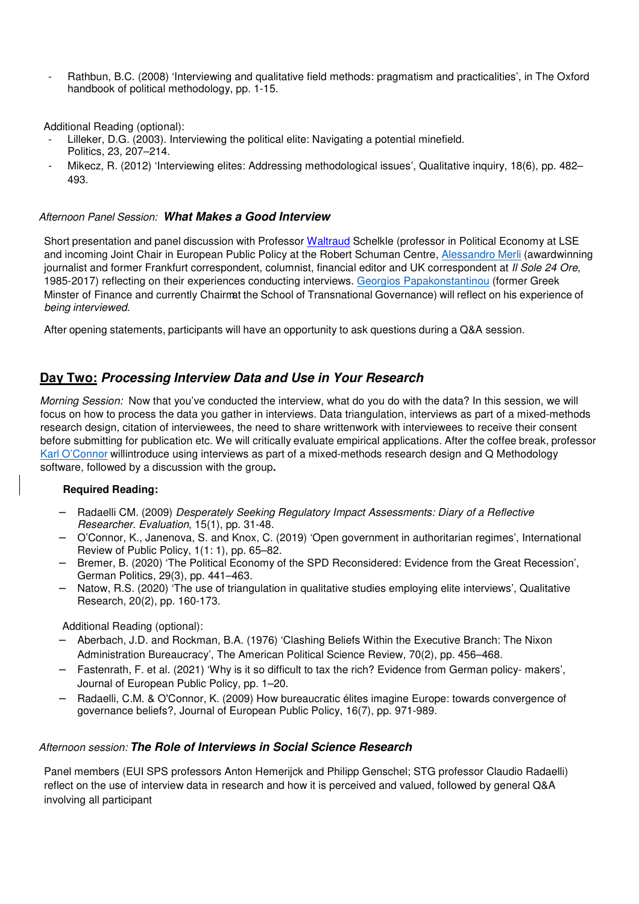- Rathbun, B.C. (2008) 'Interviewing and qualitative field methods: pragmatism and practicalities', in The Oxford handbook of political methodology, pp. 1-15.

Additional Reading (optional):

- Lilleker, D.G. (2003). Interviewing the political elite: Navigating a potential minefield. Politics, 23, 207–214.
- Mikecz, R. (2012) 'Interviewing elites: Addressing methodological issues', Qualitative inquiry, 18(6), pp. 482–493.

*Afternoon Panel Session:* ***What Makes a Good Interview***

Short presentation and panel discussion with Professor Waltraud Schelkle (professor in Political Economy at LSE and incoming Joint Chair in European Public Policy at the Robert Schuman Centre, Alessandro Merli (awardwinning journalist and former Frankfurt correspondent, columnist, financial editor and UK correspondent at *Il Sole 24 Ore*, 1985-2017) reflecting on their experiences conducting interviews. Georgios Papakonstantinou (former Greek Minster of Finance and currently Chairmat the School of Transnational Governance) will reflect on his experience of *being interviewed*.

After opening statements, participants will have an opportunity to ask questions during a Q&A session.

## Day Two: *Processing Interview Data and Use in Your Research*

*Morning Session:* Now that you've conducted the interview, what do you do with the data? In this session, we will focus on how to process the data you gather in interviews. Data triangulation, interviews as part of a mixed-methods research design, citation of interviewees, the need to share writtenwork with interviewees to receive their consent before submitting for publication etc. We will critically evaluate empirical applications. After the coffee break, professor Karl O'Connor willintroduce using interviews as part of a mixed-methods research design and Q Methodology software, followed by a discussion with the group**.**

**Required Reading:**

- Radaelli CM. (2009) *Desperately Seeking Regulatory Impact Assessments: Diary of a Reflective Researcher. Evaluation*, 15(1), pp. 31-48.
- O'Connor, K., Janenova, S. and Knox, C. (2019) 'Open government in authoritarian regimes', International Review of Public Policy, 1(1: 1), pp. 65–82.
- Bremer, B. (2020) 'The Political Economy of the SPD Reconsidered: Evidence from the Great Recession', German Politics, 29(3), pp. 441–463.
- Natow, R.S. (2020) 'The use of triangulation in qualitative studies employing elite interviews', Qualitative Research, 20(2), pp. 160-173.

Additional Reading (optional):

- Aberbach, J.D. and Rockman, B.A. (1976) 'Clashing Beliefs Within the Executive Branch: The Nixon Administration Bureaucracy', The American Political Science Review, 70(2), pp. 456–468.
- Fastenrath, F. et al. (2021) 'Why is it so difficult to tax the rich? Evidence from German policy- makers', Journal of European Public Policy, pp. 1–20.
- Radaelli, C.M. & O'Connor, K. (2009) How bureaucratic élites imagine Europe: towards convergence of governance beliefs?, Journal of European Public Policy, 16(7), pp. 971-989.

*Afternoon session:* ***The Role of Interviews in Social Science Research***

Panel members (EUI SPS professors Anton Hemerijck and Philipp Genschel; STG professor Claudio Radaelli) reflect on the use of interview data in research and how it is perceived and valued, followed by general Q&A involving all participant